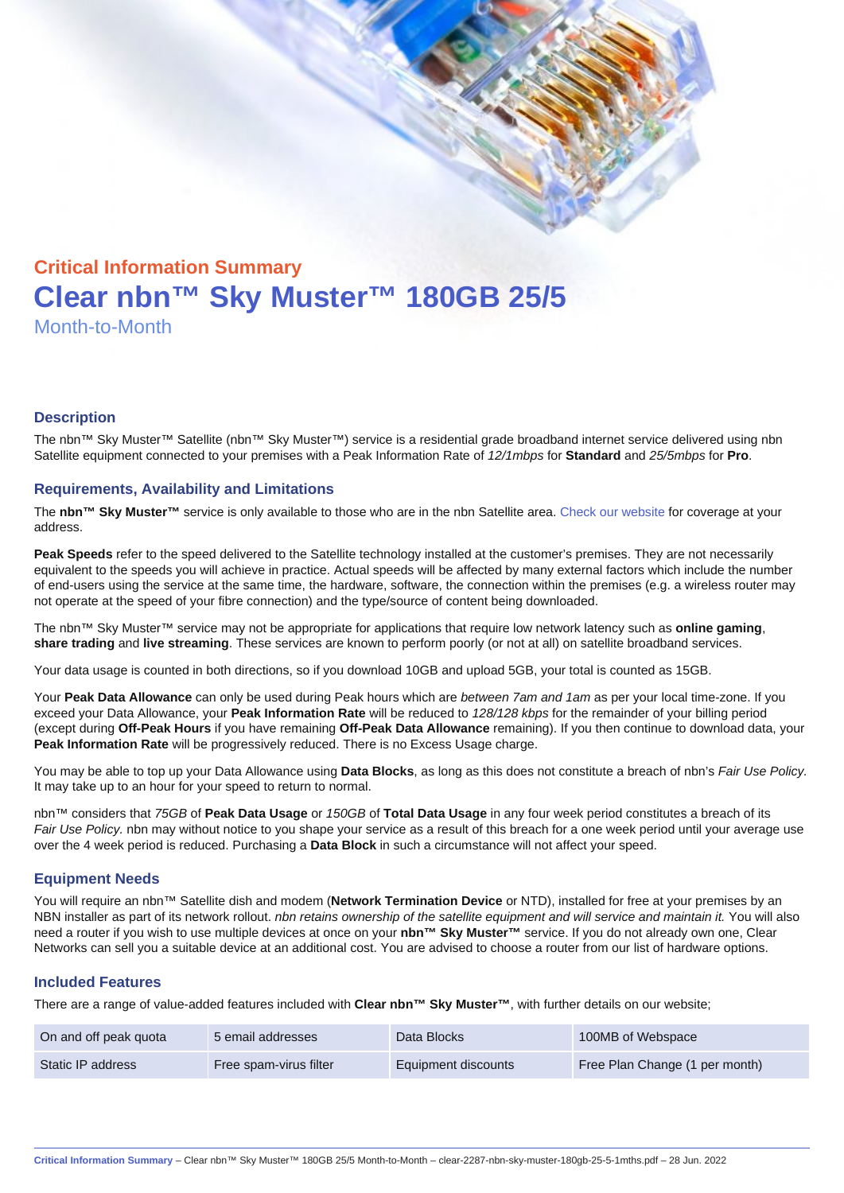## Critical Information Summary

# Clear nbn™ Sky Muster™ 180GB 25/5

Month-to-Month

### Description

The nbn™ Sky Muster™ Satellite (nbn™ Sky Muster™) service is a residential grade broadband internet service delivered using nbn Satellite equipment connected to your premises with a Peak Information Rate of *12/1mbps* for **Standard** and *25/5mbps* for **Pro**.

### Requirements, Availability and Limitations

The **nbn™ Sky Muster™** service is only available to those who are in the nbn Satellite area. Check our website for coverage at your address.

**Peak Speeds** refer to the speed delivered to the Satellite technology installed at the customer's premises. They are not necessarily equivalent to the speeds you will achieve in practice. Actual speeds will be affected by many external factors which include the number of end-users using the service at the same time, the hardware, software, the connection within the premises (e.g. a wireless router may not operate at the speed of your fibre connection) and the type/source of content being downloaded.

The nbn™ Sky Muster™ service may not be appropriate for applications that require low network latency such as **online gaming**, **share trading** and **live streaming**. These services are known to perform poorly (or not at all) on satellite broadband services.

Your data usage is counted in both directions, so if you download 10GB and upload 5GB, your total is counted as 15GB.

Your **Peak Data Allowance** can only be used during Peak hours which are *between 7am and 1am* as per your local time-zone. If you exceed your Data Allowance, your **Peak Information Rate** will be reduced to *128/128 kbps* for the remainder of your billing period (except during **Off-Peak Hours** if you have remaining **Off-Peak Data Allowance** remaining). If you then continue to download data, your **Peak Information Rate** will be progressively reduced. There is no Excess Usage charge.

You may be able to top up your Data Allowance using **Data Blocks**, as long as this does not constitute a breach of nbn's *Fair Use Policy*. It may take up to an hour for your speed to return to normal.

nbn™ considers that *75GB* of **Peak Data Usage** or *150GB* of **Total Data Usage** in any four week period constitutes a breach of its *Fair Use Policy*. nbn may without notice to you shape your service as a result of this breach for a one week period until your average use over the 4 week period is reduced. Purchasing a **Data Block** in such a circumstance will not affect your speed.

### Equipment Needs

You will require an nbn™ Satellite dish and modem (**Network Termination Device** or NTD), installed for free at your premises by an NBN installer as part of its network rollout. *nbn retains ownership of the satellite equipment and will service and maintain it.* You will also need a router if you wish to use multiple devices at once on your **nbn™ Sky Muster™** service. If you do not already own one, Clear Networks can sell you a suitable device at an additional cost. You are advised to choose a router from our list of hardware options.

### Included Features

There are a range of value-added features included with **Clear nbn™ Sky Muster™**, with further details on our website;

| | | | |
|---|---|---|---|
| On and off peak quota | 5 email addresses | Data Blocks | 100MB of Webspace |
| Static IP address | Free spam-virus filter | Equipment discounts | Free Plan Change (1 per month) |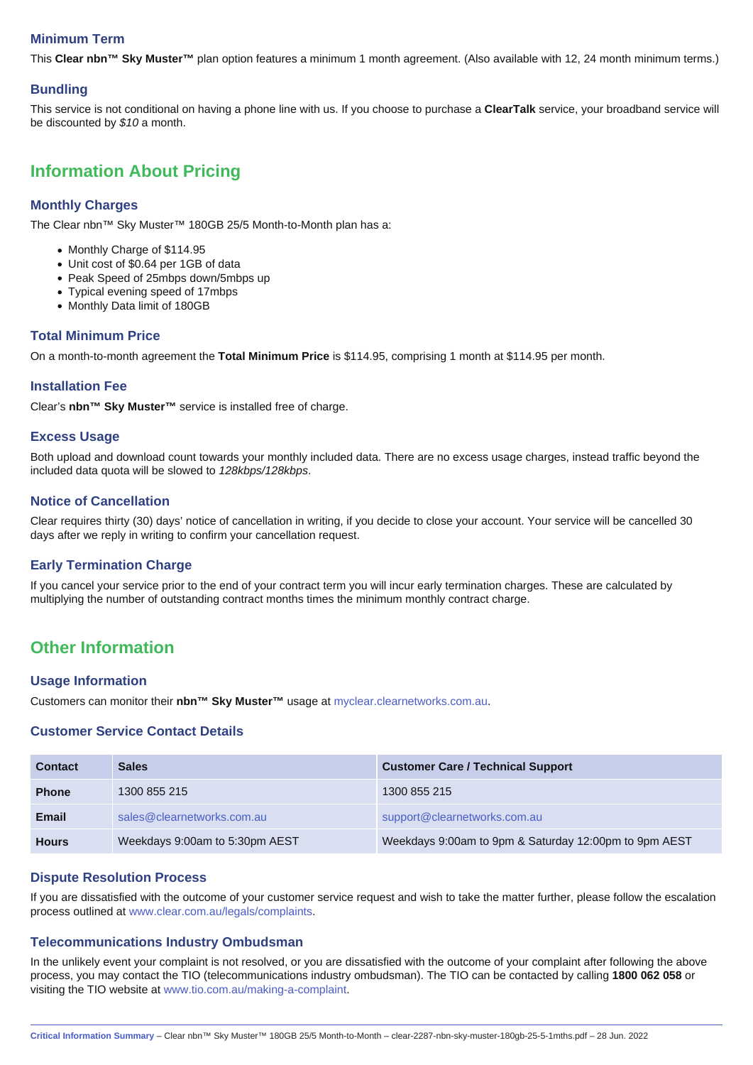### Minimum Term

This **Clear nbn™ Sky Muster™** plan option features a minimum 1 month agreement. (Also available with 12, 24 month minimum terms.)

### Bundling

This service is not conditional on having a phone line with us. If you choose to purchase a **ClearTalk** service, your broadband service will be discounted by *$10* a month.

## Information About Pricing

### Monthly Charges

The Clear nbn™ Sky Muster™ 180GB 25/5 Month-to-Month plan has a:

- Monthly Charge of $114.95
- Unit cost of $0.64 per 1GB of data
- Peak Speed of 25mbps down/5mbps up
- Typical evening speed of 17mbps
- Monthly Data limit of 180GB

### Total Minimum Price

On a month-to-month agreement the **Total Minimum Price** is $114.95, comprising 1 month at $114.95 per month.

### Installation Fee

Clear's **nbn™ Sky Muster™** service is installed free of charge.

### Excess Usage

Both upload and download count towards your monthly included data. There are no excess usage charges, instead traffic beyond the included data quota will be slowed to *128kbps/128kbps*.

### Notice of Cancellation

Clear requires thirty (30) days' notice of cancellation in writing, if you decide to close your account. Your service will be cancelled 30 days after we reply in writing to confirm your cancellation request.

### Early Termination Charge

If you cancel your service prior to the end of your contract term you will incur early termination charges. These are calculated by multiplying the number of outstanding contract months times the minimum monthly contract charge.

## Other Information

### Usage Information

Customers can monitor their **nbn™ Sky Muster™** usage at myclear.clearnetworks.com.au.

### Customer Service Contact Details

| Contact | Sales | Customer Care / Technical Support |
|---|---|---|
| **Phone** | 1300 855 215 | 1300 855 215 |
| **Email** | sales@clearnetworks.com.au | support@clearnetworks.com.au |
| **Hours** | Weekdays 9:00am to 5:30pm AEST | Weekdays 9:00am to 9pm & Saturday 12:00pm to 9pm AEST |

### Dispute Resolution Process

If you are dissatisfied with the outcome of your customer service request and wish to take the matter further, please follow the escalation process outlined at www.clear.com.au/legals/complaints.

### Telecommunications Industry Ombudsman

In the unlikely event your complaint is not resolved, or you are dissatisfied with the outcome of your complaint after following the above process, you may contact the TIO (telecommunications industry ombudsman). The TIO can be contacted by calling **1800 062 058** or visiting the TIO website at www.tio.com.au/making-a-complaint.